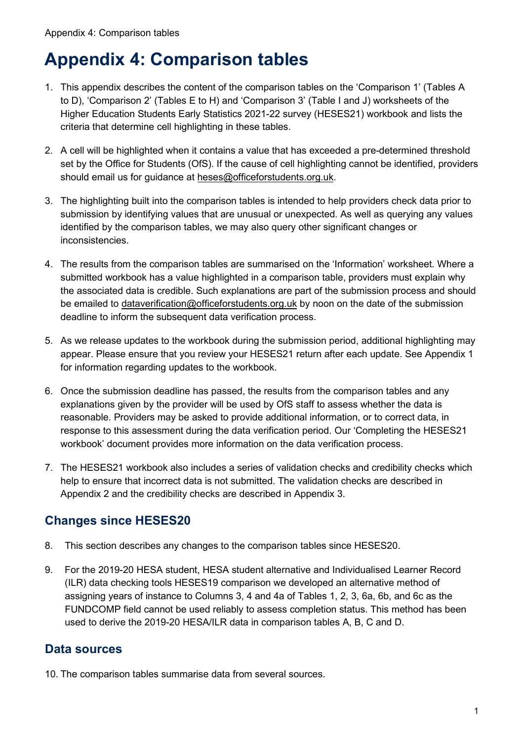# Appendix 4: Comparison tables

1. This appendix describes the content of the comparison tables on the 'Comparison 1' (Tables A to D), 'Comparison 2' (Tables E to H) and 'Comparison 3' (Table I and J) worksheets of the Higher Education Students Early Statistics 2021-22 survey (HESES21) workbook and lists the criteria that determine cell highlighting in these tables.

2. A cell will be highlighted when it contains a value that has exceeded a pre-determined threshold set by the Office for Students (OfS). If the cause of cell highlighting cannot be identified, providers should email us for guidance at heses@officeforstudents.org.uk.

3. The highlighting built into the comparison tables is intended to help providers check data prior to submission by identifying values that are unusual or unexpected. As well as querying any values identified by the comparison tables, we may also query other significant changes or inconsistencies.

4. The results from the comparison tables are summarised on the 'Information' worksheet. Where a submitted workbook has a value highlighted in a comparison table, providers must explain why the associated data is credible. Such explanations are part of the submission process and should be emailed to dataverification@officeforstudents.org.uk by noon on the date of the submission deadline to inform the subsequent data verification process.

5. As we release updates to the workbook during the submission period, additional highlighting may appear. Please ensure that you review your HESES21 return after each update. See Appendix 1 for information regarding updates to the workbook.

6. Once the submission deadline has passed, the results from the comparison tables and any explanations given by the provider will be used by OfS staff to assess whether the data is reasonable. Providers may be asked to provide additional information, or to correct data, in response to this assessment during the data verification period. Our 'Completing the HESES21 workbook' document provides more information on the data verification process.

7. The HESES21 workbook also includes a series of validation checks and credibility checks which help to ensure that incorrect data is not submitted. The validation checks are described in Appendix 2 and the credibility checks are described in Appendix 3.

## Changes since HESES20

8. This section describes any changes to the comparison tables since HESES20.

9. For the 2019-20 HESA student, HESA student alternative and Individualised Learner Record (ILR) data checking tools HESES19 comparison we developed an alternative method of assigning years of instance to Columns 3, 4 and 4a of Tables 1, 2, 3, 6a, 6b, and 6c as the FUNDCOMP field cannot be used reliably to assess completion status. This method has been used to derive the 2019-20 HESA/ILR data in comparison tables A, B, C and D.

## Data sources

10. The comparison tables summarise data from several sources.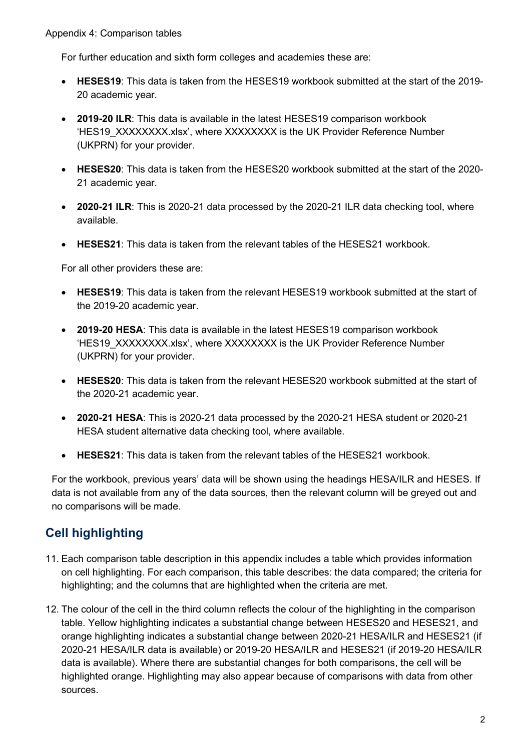For further education and sixth form colleges and academies these are:

- **HESES19**: This data is taken from the HESES19 workbook submitted at the start of the 2019-20 academic year.
- **2019-20 ILR**: This data is available in the latest HESES19 comparison workbook 'HES19_XXXXXXXX.xlsx', where XXXXXXXX is the UK Provider Reference Number (UKPRN) for your provider.
- **HESES20**: This data is taken from the HESES20 workbook submitted at the start of the 2020-21 academic year.
- **2020-21 ILR**: This is 2020-21 data processed by the 2020-21 ILR data checking tool, where available.
- **HESES21**: This data is taken from the relevant tables of the HESES21 workbook.

For all other providers these are:

- **HESES19**: This data is taken from the relevant HESES19 workbook submitted at the start of the 2019-20 academic year.
- **2019-20 HESA**: This data is available in the latest HESES19 comparison workbook 'HES19_XXXXXXXX.xlsx', where XXXXXXXX is the UK Provider Reference Number (UKPRN) for your provider.
- **HESES20**: This data is taken from the relevant HESES20 workbook submitted at the start of the 2020-21 academic year.
- **2020-21 HESA**: This is 2020-21 data processed by the 2020-21 HESA student or 2020-21 HESA student alternative data checking tool, where available.
- **HESES21**: This data is taken from the relevant tables of the HESES21 workbook.

For the workbook, previous years' data will be shown using the headings HESA/ILR and HESES. If data is not available from any of the data sources, then the relevant column will be greyed out and no comparisons will be made.

## Cell highlighting

11. Each comparison table description in this appendix includes a table which provides information on cell highlighting. For each comparison, this table describes: the data compared; the criteria for highlighting; and the columns that are highlighted when the criteria are met.

12. The colour of the cell in the third column reflects the colour of the highlighting in the comparison table. Yellow highlighting indicates a substantial change between HESES20 and HESES21, and orange highlighting indicates a substantial change between 2020-21 HESA/ILR and HESES21 (if 2020-21 HESA/ILR data is available) or 2019-20 HESA/ILR and HESES21 (if 2019-20 HESA/ILR data is available). Where there are substantial changes for both comparisons, the cell will be highlighted orange. Highlighting may also appear because of comparisons with data from other sources.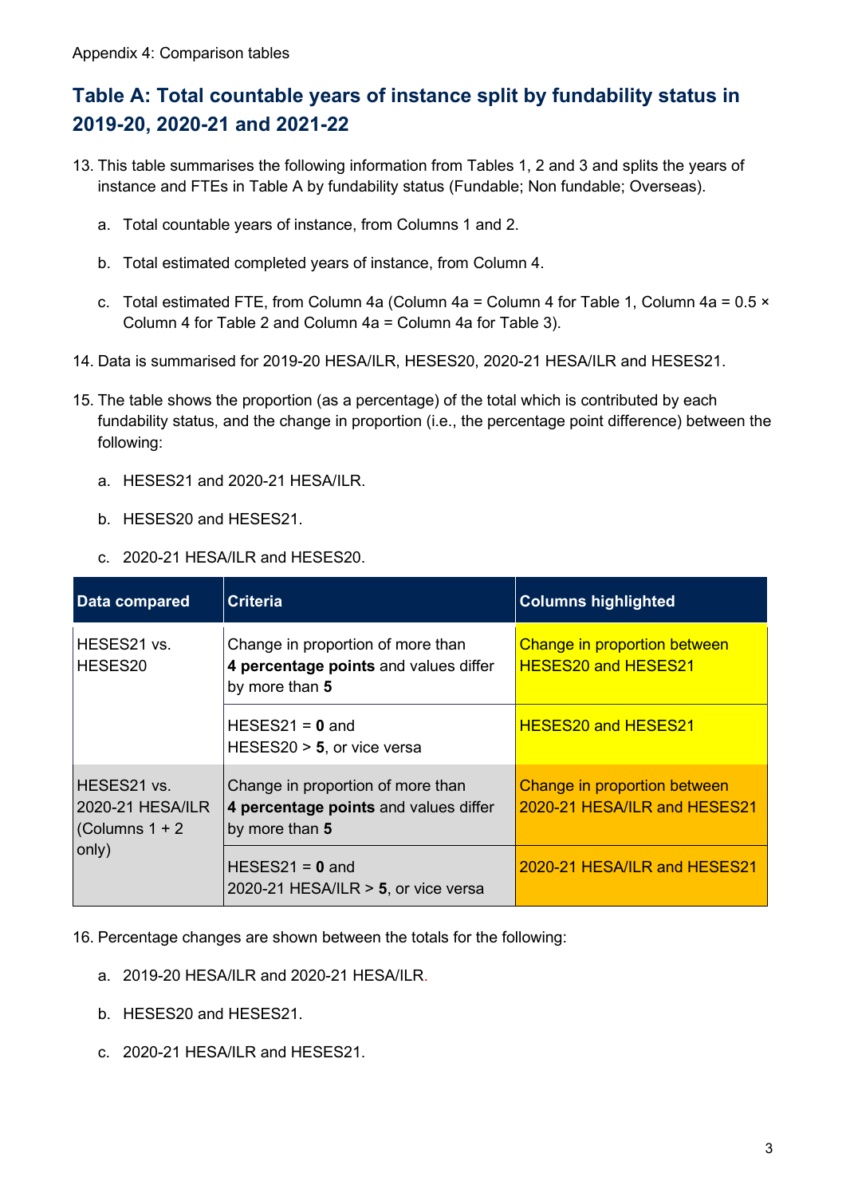Appendix 4: Comparison tables

## Table A: Total countable years of instance split by fundability status in 2019-20, 2020-21 and 2021-22

13. This table summarises the following information from Tables 1, 2 and 3 and splits the years of instance and FTEs in Table A by fundability status (Fundable; Non fundable; Overseas).

    a. Total countable years of instance, from Columns 1 and 2.

    b. Total estimated completed years of instance, from Column 4.

    c. Total estimated FTE, from Column 4a (Column 4a = Column 4 for Table 1, Column 4a = 0.5 × Column 4 for Table 2 and Column 4a = Column 4a for Table 3).

14. Data is summarised for 2019-20 HESA/ILR, HESES20, 2020-21 HESA/ILR and HESES21.

15. The table shows the proportion (as a percentage) of the total which is contributed by each fundability status, and the change in proportion (i.e., the percentage point difference) between the following:

    a. HESES21 and 2020-21 HESA/ILR.

    b. HESES20 and HESES21.

    c. 2020-21 HESA/ILR and HESES20.

| Data compared | Criteria | Columns highlighted |
|---|---|---|
| HESES21 vs. HESES20 | Change in proportion of more than **4 percentage points** and values differ by more than **5** | Change in proportion between HESES20 and HESES21 |
| | HESES21 = **0** and HESES20 > **5**, or vice versa | HESES20 and HESES21 |
| HESES21 vs. 2020-21 HESA/ILR (Columns 1 + 2 only) | Change in proportion of more than **4 percentage points** and values differ by more than **5** | Change in proportion between 2020-21 HESA/ILR and HESES21 |
| | HESES21 = **0** and 2020-21 HESA/ILR > **5**, or vice versa | 2020-21 HESA/ILR and HESES21 |

16. Percentage changes are shown between the totals for the following:

    a. 2019-20 HESA/ILR and 2020-21 HESA/ILR.

    b. HESES20 and HESES21.

    c. 2020-21 HESA/ILR and HESES21.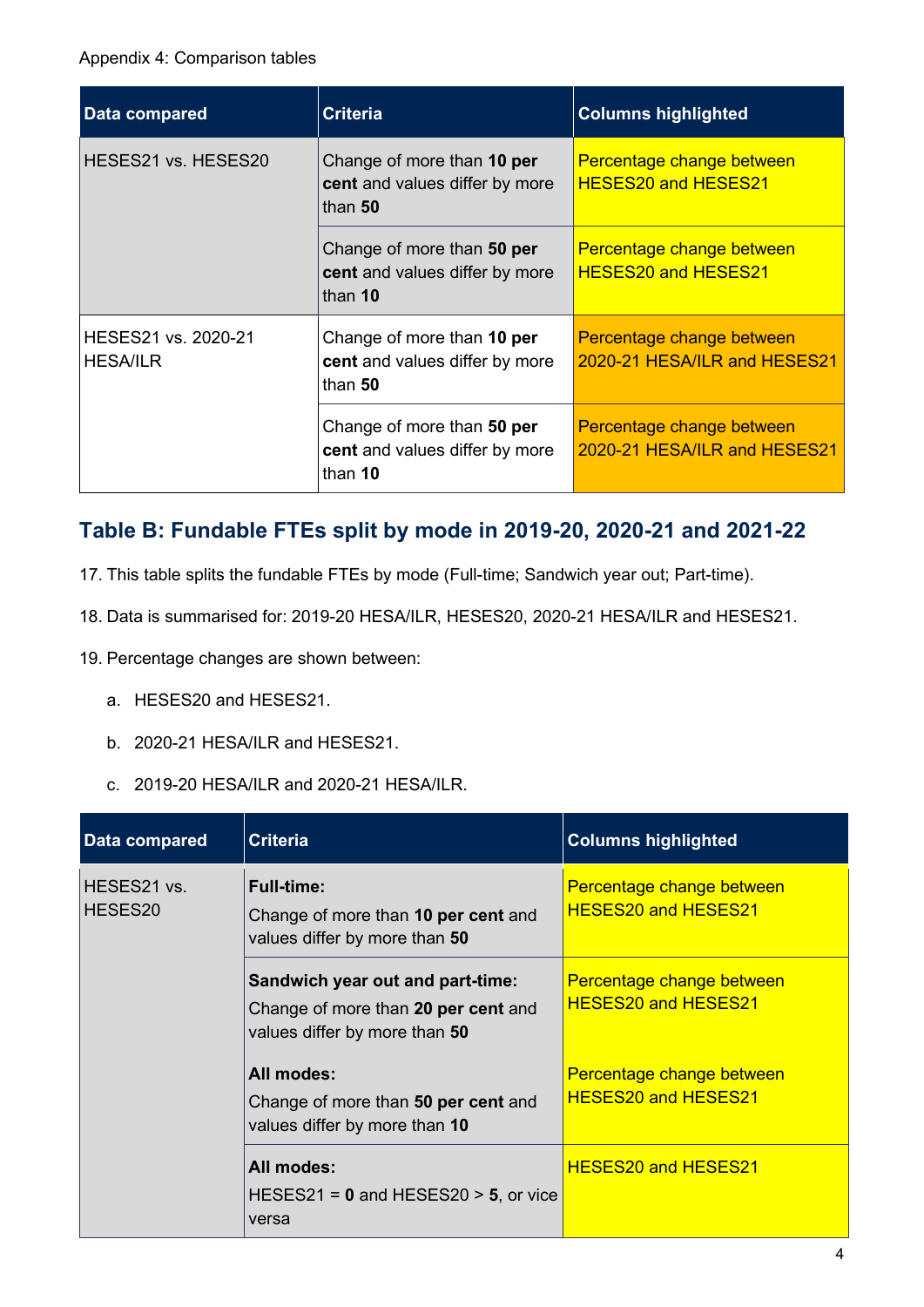Appendix 4: Comparison tables

| Data compared | Criteria | Columns highlighted |
| --- | --- | --- |
| HESES21 vs. HESES20 | Change of more than **10 per cent** and values differ by more than **50** | Percentage change between HESES20 and HESES21 |
| | Change of more than **50 per cent** and values differ by more than **10** | Percentage change between HESES20 and HESES21 |
| HESES21 vs. 2020-21 HESA/ILR | Change of more than **10 per cent** and values differ by more than **50** | Percentage change between 2020-21 HESA/ILR and HESES21 |
| | Change of more than **50 per cent** and values differ by more than **10** | Percentage change between 2020-21 HESA/ILR and HESES21 |

## Table B: Fundable FTEs split by mode in 2019-20, 2020-21 and 2021-22

17. This table splits the fundable FTEs by mode (Full-time; Sandwich year out; Part-time).

18. Data is summarised for: 2019-20 HESA/ILR, HESES20, 2020-21 HESA/ILR and HESES21.

19. Percentage changes are shown between:

    a. HESES20 and HESES21.

    b. 2020-21 HESA/ILR and HESES21.

    c. 2019-20 HESA/ILR and 2020-21 HESA/ILR.

| Data compared | Criteria | Columns highlighted |
| --- | --- | --- |
| HESES21 vs. HESES20 | **Full-time:** Change of more than **10 per cent** and values differ by more than **50** | Percentage change between HESES20 and HESES21 |
| | **Sandwich year out and part-time:** Change of more than **20 per cent** and values differ by more than **50** | Percentage change between HESES20 and HESES21 |
| | **All modes:** Change of more than **50 per cent** and values differ by more than **10** | Percentage change between HESES20 and HESES21 |
| | **All modes:** HESES21 = **0** and HESES20 > **5**, or vice versa | HESES20 and HESES21 |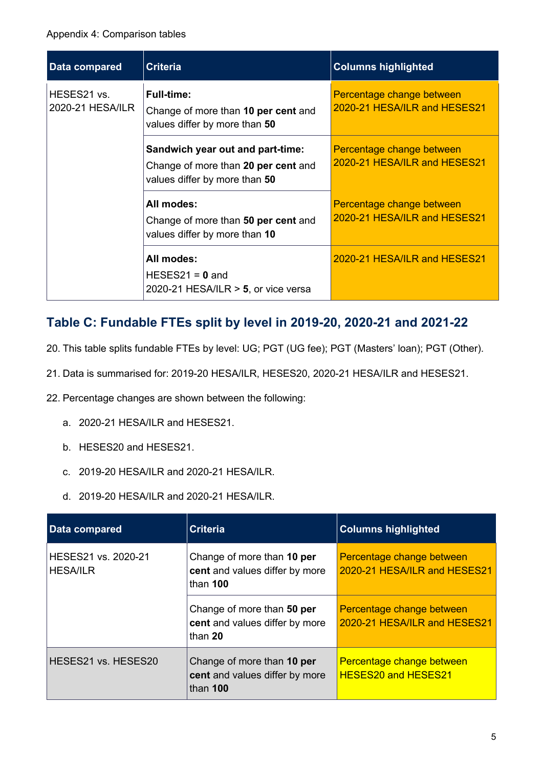Appendix 4: Comparison tables

| Data compared | Criteria | Columns highlighted |
| --- | --- | --- |
| HESES21 vs. 2020-21 HESA/ILR | **Full-time:** Change of more than **10 per cent** and values differ by more than **50** | Percentage change between 2020-21 HESA/ILR and HESES21 |
| | **Sandwich year out and part-time:** Change of more than **20 per cent** and values differ by more than **50** | Percentage change between 2020-21 HESA/ILR and HESES21 |
| | **All modes:** Change of more than **50 per cent** and values differ by more than **10** | Percentage change between 2020-21 HESA/ILR and HESES21 |
| | **All modes:** HESES21 = **0** and 2020-21 HESA/ILR > **5**, or vice versa | 2020-21 HESA/ILR and HESES21 |

## Table C: Fundable FTEs split by level in 2019-20, 2020-21 and 2021-22

20. This table splits fundable FTEs by level: UG; PGT (UG fee); PGT (Masters' loan); PGT (Other).

21. Data is summarised for: 2019-20 HESA/ILR, HESES20, 2020-21 HESA/ILR and HESES21.

22. Percentage changes are shown between the following:

a. 2020-21 HESA/ILR and HESES21.

b. HESES20 and HESES21.

c. 2019-20 HESA/ILR and 2020-21 HESA/ILR.

d. 2019-20 HESA/ILR and 2020-21 HESA/ILR.

| Data compared | Criteria | Columns highlighted |
| --- | --- | --- |
| HESES21 vs. 2020-21 HESA/ILR | Change of more than **10 per cent** and values differ by more than **100** | Percentage change between 2020-21 HESA/ILR and HESES21 |
| | Change of more than **50 per cent** and values differ by more than **20** | Percentage change between 2020-21 HESA/ILR and HESES21 |
| HESES21 vs. HESES20 | Change of more than **10 per cent** and values differ by more than **100** | Percentage change between HESES20 and HESES21 |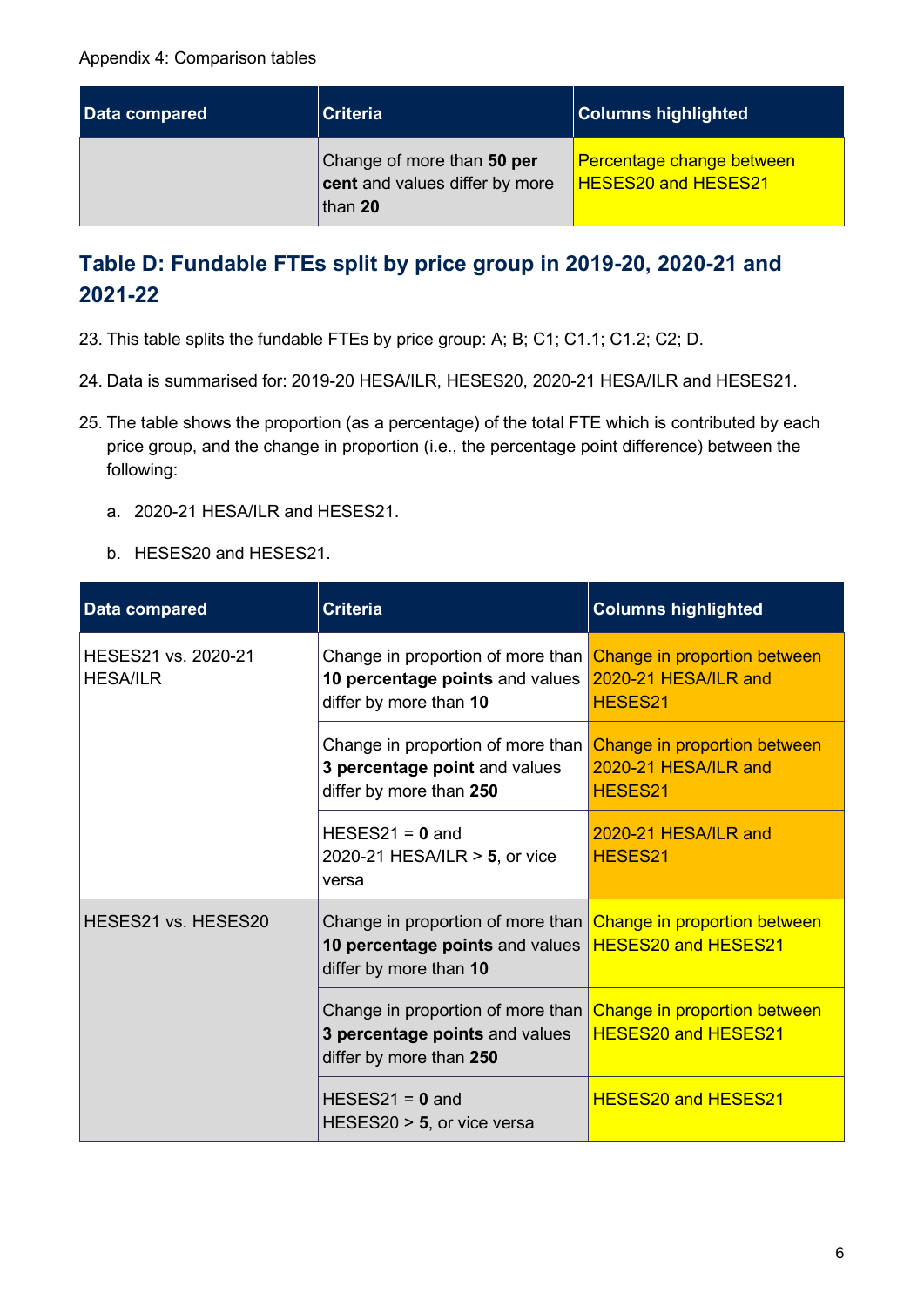Appendix 4: Comparison tables

| Data compared | Criteria | Columns highlighted |
|---|---|---|
| | Change of more than **50 per cent** and values differ by more than **20** | Percentage change between HESES20 and HESES21 |

## Table D: Fundable FTEs split by price group in 2019-20, 2020-21 and 2021-22

23. This table splits the fundable FTEs by price group: A; B; C1; C1.1; C1.2; C2; D.

24. Data is summarised for: 2019-20 HESA/ILR, HESES20, 2020-21 HESA/ILR and HESES21.

25. The table shows the proportion (as a percentage) of the total FTE which is contributed by each price group, and the change in proportion (i.e., the percentage point difference) between the following:

    a. 2020-21 HESA/ILR and HESES21.

    b. HESES20 and HESES21.

| Data compared | Criteria | Columns highlighted |
|---|---|---|
| HESES21 vs. 2020-21 HESA/ILR | Change in proportion of more than **10 percentage points** and values differ by more than **10** | Change in proportion between 2020-21 HESA/ILR and HESES21 |
| | Change in proportion of more than **3 percentage point** and values differ by more than **250** | Change in proportion between 2020-21 HESA/ILR and HESES21 |
| | HESES21 = **0** and 2020-21 HESA/ILR > **5**, or vice versa | 2020-21 HESA/ILR and HESES21 |
| HESES21 vs. HESES20 | Change in proportion of more than **10 percentage points** and values differ by more than **10** | Change in proportion between HESES20 and HESES21 |
| | Change in proportion of more than **3 percentage points** and values differ by more than **250** | Change in proportion between HESES20 and HESES21 |
| | HESES21 = **0** and HESES20 > **5**, or vice versa | HESES20 and HESES21 |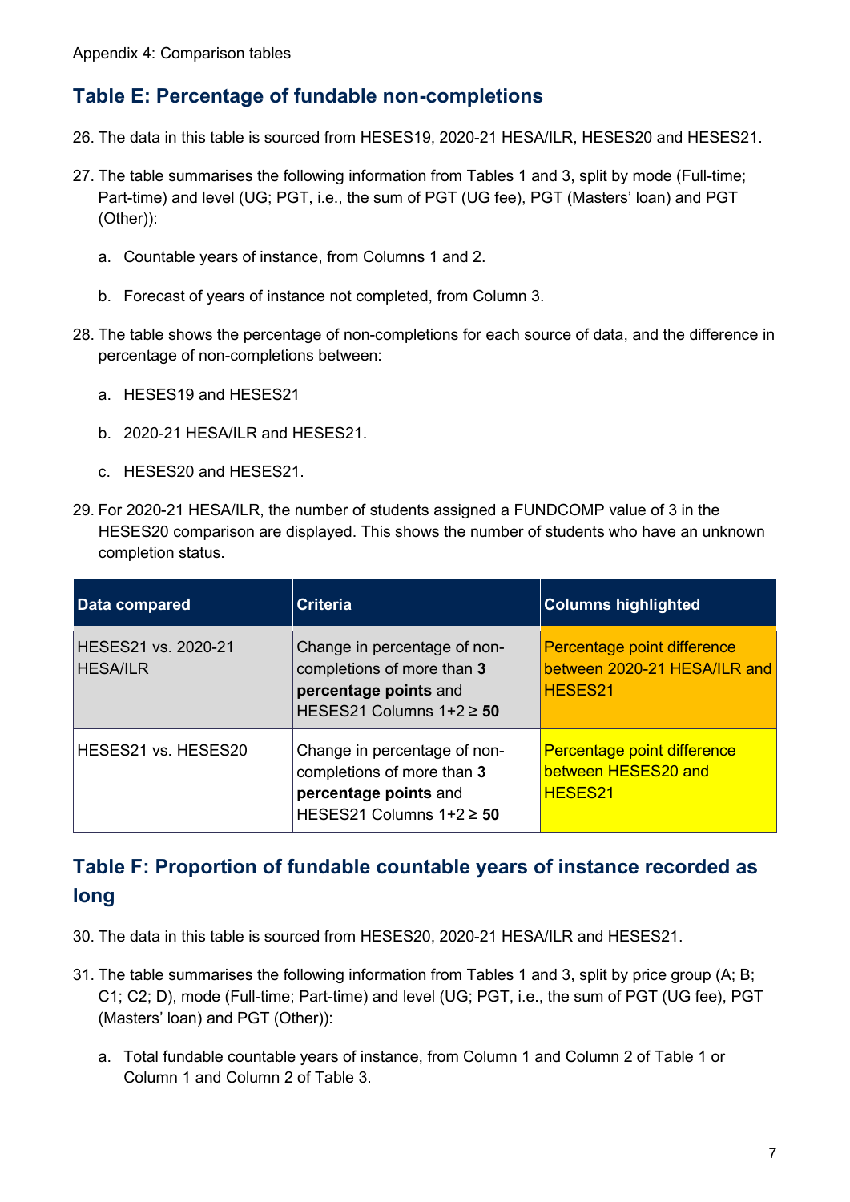Appendix 4: Comparison tables

## Table E: Percentage of fundable non-completions

26. The data in this table is sourced from HESES19, 2020-21 HESA/ILR, HESES20 and HESES21.

27. The table summarises the following information from Tables 1 and 3, split by mode (Full-time; Part-time) and level (UG; PGT, i.e., the sum of PGT (UG fee), PGT (Masters' loan) and PGT (Other)):

    a. Countable years of instance, from Columns 1 and 2.

    b. Forecast of years of instance not completed, from Column 3.

28. The table shows the percentage of non-completions for each source of data, and the difference in percentage of non-completions between:

    a. HESES19 and HESES21

    b. 2020-21 HESA/ILR and HESES21.

    c. HESES20 and HESES21.

29. For 2020-21 HESA/ILR, the number of students assigned a FUNDCOMP value of 3 in the HESES20 comparison are displayed. This shows the number of students who have an unknown completion status.

| Data compared | Criteria | Columns highlighted |
|---|---|---|
| HESES21 vs. 2020-21 HESA/ILR | Change in percentage of non-completions of more than **3 percentage points** and HESES21 Columns 1+2 ≥ **50** | Percentage point difference between 2020-21 HESA/ILR and HESES21 |
| HESES21 vs. HESES20 | Change in percentage of non-completions of more than **3 percentage points** and HESES21 Columns 1+2 ≥ **50** | Percentage point difference between HESES20 and HESES21 |

## Table F: Proportion of fundable countable years of instance recorded as long

30. The data in this table is sourced from HESES20, 2020-21 HESA/ILR and HESES21.

31. The table summarises the following information from Tables 1 and 3, split by price group (A; B; C1; C2; D), mode (Full-time; Part-time) and level (UG; PGT, i.e., the sum of PGT (UG fee), PGT (Masters' loan) and PGT (Other)):

    a. Total fundable countable years of instance, from Column 1 and Column 2 of Table 1 or Column 1 and Column 2 of Table 3.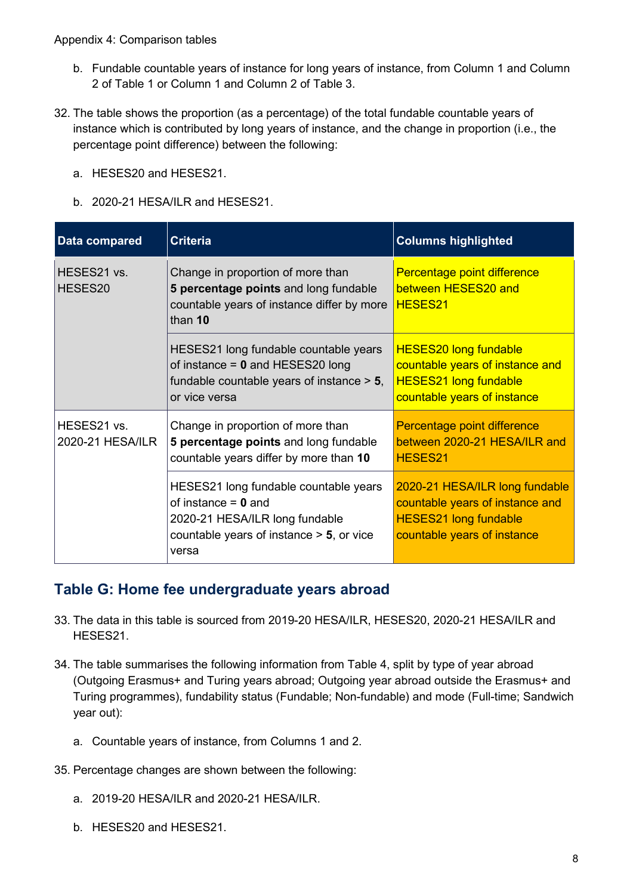Appendix 4: Comparison tables

b. Fundable countable years of instance for long years of instance, from Column 1 and Column 2 of Table 1 or Column 1 and Column 2 of Table 3.

32. The table shows the proportion (as a percentage) of the total fundable countable years of instance which is contributed by long years of instance, and the change in proportion (i.e., the percentage point difference) between the following:

    a. HESES20 and HESES21.

    b. 2020-21 HESA/ILR and HESES21.

| Data compared | Criteria | Columns highlighted |
|---|---|---|
| HESES21 vs. HESES20 | Change in proportion of more than **5 percentage points** and long fundable countable years of instance differ by more than **10** | Percentage point difference between HESES20 and HESES21 |
| | HESES21 long fundable countable years of instance = **0** and HESES20 long fundable countable years of instance > **5**, or vice versa | HESES20 long fundable countable years of instance and HESES21 long fundable countable years of instance |
| HESES21 vs. 2020-21 HESA/ILR | Change in proportion of more than **5 percentage points** and long fundable countable years differ by more than **10** | Percentage point difference between 2020-21 HESA/ILR and HESES21 |
| | HESES21 long fundable countable years of instance = **0** and 2020-21 HESA/ILR long fundable countable years of instance > **5**, or vice versa | 2020-21 HESA/ILR long fundable countable years of instance and HESES21 long fundable countable years of instance |

## Table G: Home fee undergraduate years abroad

33. The data in this table is sourced from 2019-20 HESA/ILR, HESES20, 2020-21 HESA/ILR and HESES21.

34. The table summarises the following information from Table 4, split by type of year abroad (Outgoing Erasmus+ and Turing years abroad; Outgoing year abroad outside the Erasmus+ and Turing programmes), fundability status (Fundable; Non-fundable) and mode (Full-time; Sandwich year out):

    a. Countable years of instance, from Columns 1 and 2.

35. Percentage changes are shown between the following:

    a. 2019-20 HESA/ILR and 2020-21 HESA/ILR.

    b. HESES20 and HESES21.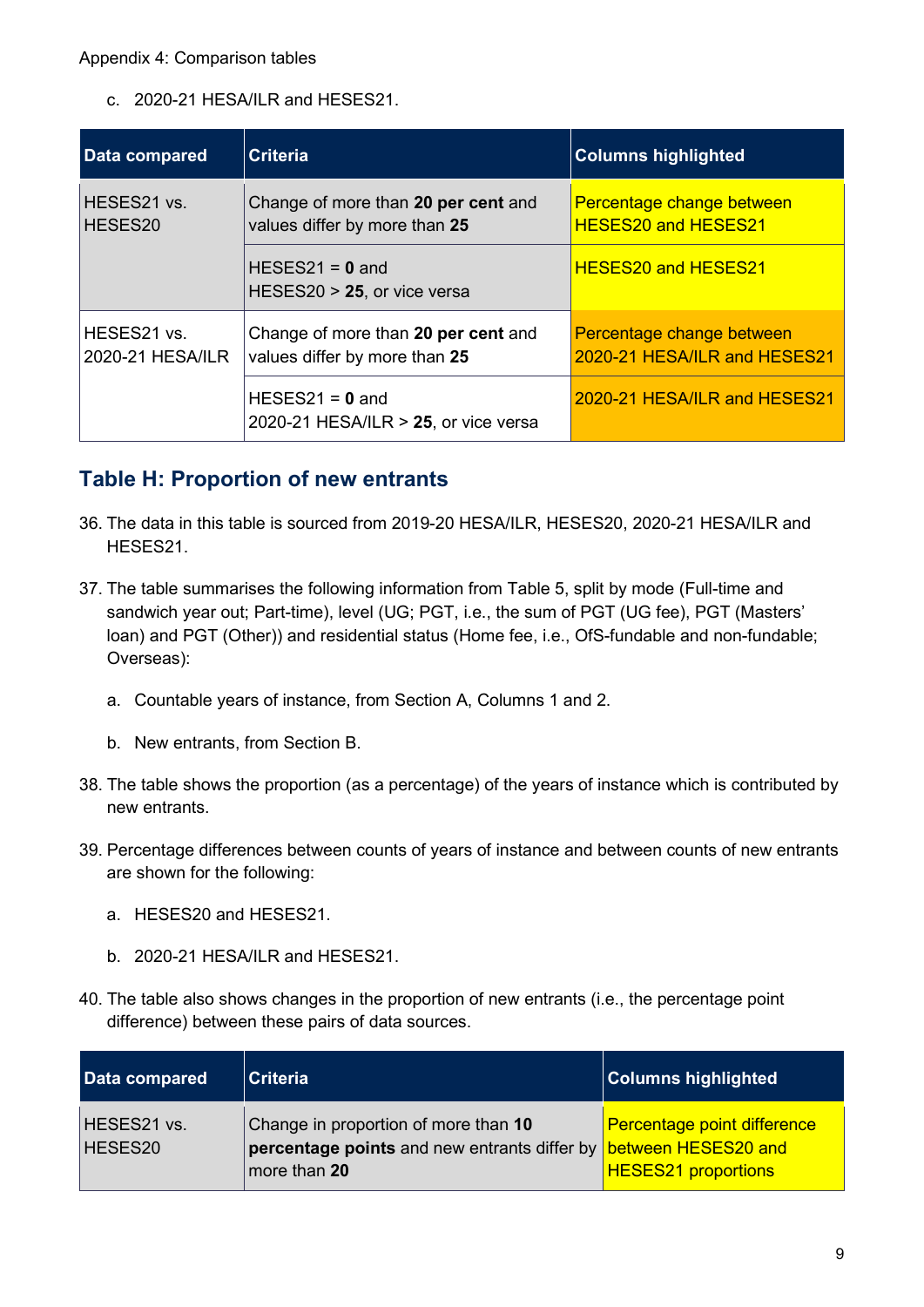Appendix 4: Comparison tables

c. 2020-21 HESA/ILR and HESES21.

| Data compared | Criteria | Columns highlighted |
|---|---|---|
| HESES21 vs. HESES20 | Change of more than **20 per cent** and values differ by more than **25** | Percentage change between HESES20 and HESES21 |
| | HESES21 = **0** and HESES20 > **25**, or vice versa | HESES20 and HESES21 |
| HESES21 vs. 2020-21 HESA/ILR | Change of more than **20 per cent** and values differ by more than **25** | Percentage change between 2020-21 HESA/ILR and HESES21 |
| | HESES21 = **0** and 2020-21 HESA/ILR > **25**, or vice versa | 2020-21 HESA/ILR and HESES21 |

## Table H: Proportion of new entrants

36. The data in this table is sourced from 2019-20 HESA/ILR, HESES20, 2020-21 HESA/ILR and HESES21.

37. The table summarises the following information from Table 5, split by mode (Full-time and sandwich year out; Part-time), level (UG; PGT, i.e., the sum of PGT (UG fee), PGT (Masters' loan) and PGT (Other)) and residential status (Home fee, i.e., OfS-fundable and non-fundable; Overseas):

    a. Countable years of instance, from Section A, Columns 1 and 2.

    b. New entrants, from Section B.

38. The table shows the proportion (as a percentage) of the years of instance which is contributed by new entrants.

39. Percentage differences between counts of years of instance and between counts of new entrants are shown for the following:

    a. HESES20 and HESES21.

    b. 2020-21 HESA/ILR and HESES21.

40. The table also shows changes in the proportion of new entrants (i.e., the percentage point difference) between these pairs of data sources.

| Data compared | Criteria | Columns highlighted |
|---|---|---|
| HESES21 vs. HESES20 | Change in proportion of more than **10 percentage points** and new entrants differ by more than **20** | Percentage point difference between HESES20 and HESES21 proportions |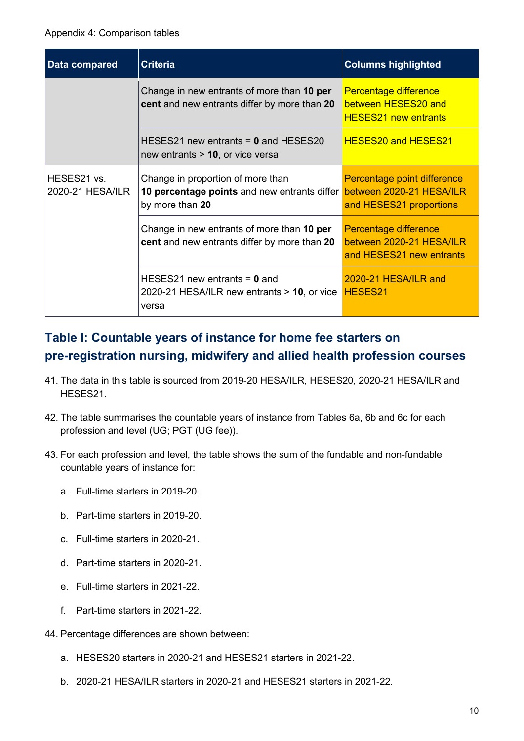Appendix 4: Comparison tables

| Data compared | Criteria | Columns highlighted |
|---|---|---|
| | Change in new entrants of more than **10 per cent** and new entrants differ by more than **20** | Percentage difference between HESES20 and HESES21 new entrants |
| | HESES21 new entrants = **0** and HESES20 new entrants > **10**, or vice versa | HESES20 and HESES21 |
| HESES21 vs. 2020-21 HESA/ILR | Change in proportion of more than **10 percentage points** and new entrants differ by more than **20** | Percentage point difference between 2020-21 HESA/ILR and HESES21 proportions |
| | Change in new entrants of more than **10 per cent** and new entrants differ by more than **20** | Percentage difference between 2020-21 HESA/ILR and HESES21 new entrants |
| | HESES21 new entrants = **0** and 2020-21 HESA/ILR new entrants > **10**, or vice versa | 2020-21 HESA/ILR and HESES21 |

## Table I: Countable years of instance for home fee starters on pre-registration nursing, midwifery and allied health profession courses

41. The data in this table is sourced from 2019-20 HESA/ILR, HESES20, 2020-21 HESA/ILR and HESES21.

42. The table summarises the countable years of instance from Tables 6a, 6b and 6c for each profession and level (UG; PGT (UG fee)).

43. For each profession and level, the table shows the sum of the fundable and non-fundable countable years of instance for:

    a. Full-time starters in 2019-20.

    b. Part-time starters in 2019-20.

    c. Full-time starters in 2020-21.

    d. Part-time starters in 2020-21.

    e. Full-time starters in 2021-22.

    f. Part-time starters in 2021-22.

44. Percentage differences are shown between:

    a. HESES20 starters in 2020-21 and HESES21 starters in 2021-22.

    b. 2020-21 HESA/ILR starters in 2020-21 and HESES21 starters in 2021-22.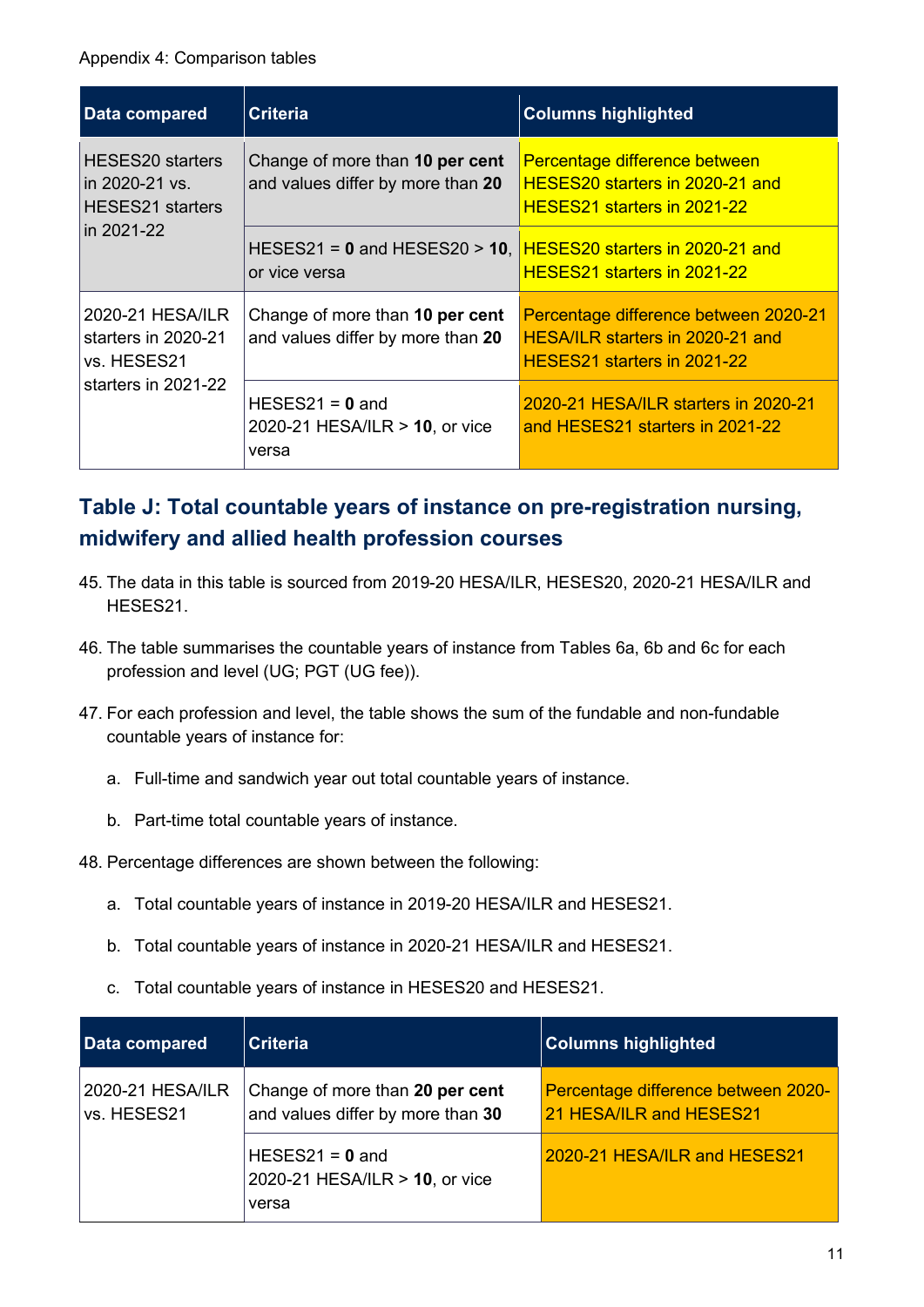Appendix 4: Comparison tables

| Data compared | Criteria | Columns highlighted |
|---|---|---|
| HESES20 starters in 2020-21 vs. HESES21 starters in 2021-22 | Change of more than **10 per cent** and values differ by more than **20** | Percentage difference between HESES20 starters in 2020-21 and HESES21 starters in 2021-22 |
| | HESES21 = **0** and HESES20 > **10**, or vice versa | HESES20 starters in 2020-21 and HESES21 starters in 2021-22 |
| 2020-21 HESA/ILR starters in 2020-21 vs. HESES21 starters in 2021-22 | Change of more than **10 per cent** and values differ by more than **20** | Percentage difference between 2020-21 HESA/ILR starters in 2020-21 and HESES21 starters in 2021-22 |
| | HESES21 = **0** and 2020-21 HESA/ILR > **10**, or vice versa | 2020-21 HESA/ILR starters in 2020-21 and HESES21 starters in 2021-22 |

## Table J: Total countable years of instance on pre-registration nursing, midwifery and allied health profession courses

45. The data in this table is sourced from 2019-20 HESA/ILR, HESES20, 2020-21 HESA/ILR and HESES21.

46. The table summarises the countable years of instance from Tables 6a, 6b and 6c for each profession and level (UG; PGT (UG fee)).

47. For each profession and level, the table shows the sum of the fundable and non-fundable countable years of instance for:

    a. Full-time and sandwich year out total countable years of instance.

    b. Part-time total countable years of instance.

48. Percentage differences are shown between the following:

    a. Total countable years of instance in 2019-20 HESA/ILR and HESES21.

    b. Total countable years of instance in 2020-21 HESA/ILR and HESES21.

    c. Total countable years of instance in HESES20 and HESES21.

| Data compared | Criteria | Columns highlighted |
|---|---|---|
| 2020-21 HESA/ILR vs. HESES21 | Change of more than **20 per cent** and values differ by more than **30** | Percentage difference between 2020-21 HESA/ILR and HESES21 |
| | HESES21 = **0** and 2020-21 HESA/ILR > **10**, or vice versa | 2020-21 HESA/ILR and HESES21 |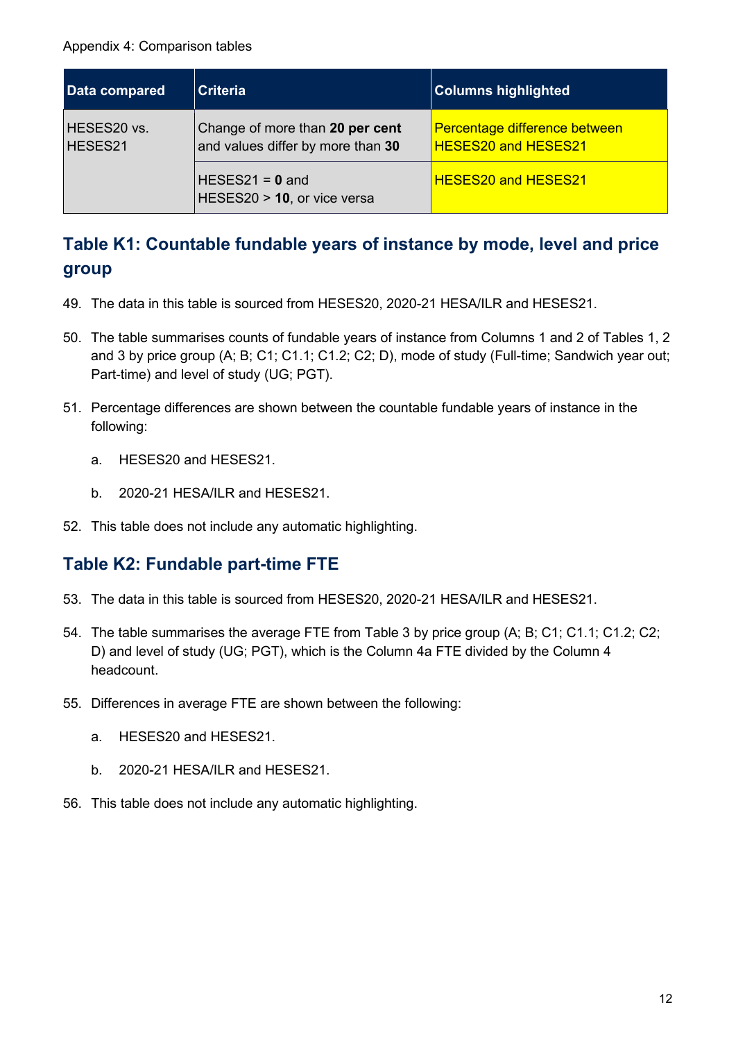Appendix 4: Comparison tables

| Data compared | Criteria | Columns highlighted |
|---|---|---|
| HESES20 vs. HESES21 | Change of more than **20 per cent** and values differ by more than **30** | Percentage difference between HESES20 and HESES21 |
| | HESES21 = **0** and HESES20 > **10**, or vice versa | HESES20 and HESES21 |

## Table K1: Countable fundable years of instance by mode, level and price group

49. The data in this table is sourced from HESES20, 2020-21 HESA/ILR and HESES21.

50. The table summarises counts of fundable years of instance from Columns 1 and 2 of Tables 1, 2 and 3 by price group (A; B; C1; C1.1; C1.2; C2; D), mode of study (Full-time; Sandwich year out; Part-time) and level of study (UG; PGT).

51. Percentage differences are shown between the countable fundable years of instance in the following:

    a. HESES20 and HESES21.

    b. 2020-21 HESA/ILR and HESES21.

52. This table does not include any automatic highlighting.

## Table K2: Fundable part-time FTE

53. The data in this table is sourced from HESES20, 2020-21 HESA/ILR and HESES21.

54. The table summarises the average FTE from Table 3 by price group (A; B; C1; C1.1; C1.2; C2; D) and level of study (UG; PGT), which is the Column 4a FTE divided by the Column 4 headcount.

55. Differences in average FTE are shown between the following:

    a. HESES20 and HESES21.

    b. 2020-21 HESA/ILR and HESES21.

56. This table does not include any automatic highlighting.